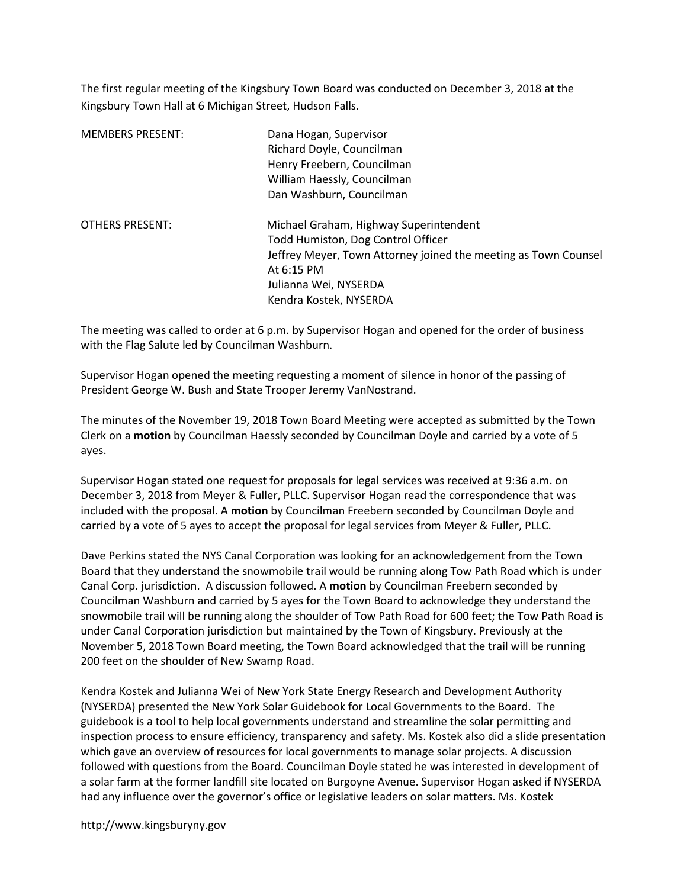The first regular meeting of the Kingsbury Town Board was conducted on December 3, 2018 at the Kingsbury Town Hall at 6 Michigan Street, Hudson Falls.

| | |
|---|---|
| MEMBERS PRESENT: | Dana Hogan, Supervisor<br>Richard Doyle, Councilman<br>Henry Freebern, Councilman<br>William Haessly, Councilman<br>Dan Washburn, Councilman |
| OTHERS PRESENT: | Michael Graham, Highway Superintendent<br>Todd Humiston, Dog Control Officer<br>Jeffrey Meyer, Town Attorney joined the meeting as Town Counsel At 6:15 PM<br>Julianna Wei, NYSERDA<br>Kendra Kostek, NYSERDA |

The meeting was called to order at 6 p.m. by Supervisor Hogan and opened for the order of business with the Flag Salute led by Councilman Washburn.

Supervisor Hogan opened the meeting requesting a moment of silence in honor of the passing of President George W. Bush and State Trooper Jeremy VanNostrand.

The minutes of the November 19, 2018 Town Board Meeting were accepted as submitted by the Town Clerk on a **motion** by Councilman Haessly seconded by Councilman Doyle and carried by a vote of 5 ayes.

Supervisor Hogan stated one request for proposals for legal services was received at 9:36 a.m. on December 3, 2018 from Meyer & Fuller, PLLC. Supervisor Hogan read the correspondence that was included with the proposal. A **motion** by Councilman Freebern seconded by Councilman Doyle and carried by a vote of 5 ayes to accept the proposal for legal services from Meyer & Fuller, PLLC.

Dave Perkins stated the NYS Canal Corporation was looking for an acknowledgement from the Town Board that they understand the snowmobile trail would be running along Tow Path Road which is under Canal Corp. jurisdiction. A discussion followed. A **motion** by Councilman Freebern seconded by Councilman Washburn and carried by 5 ayes for the Town Board to acknowledge they understand the snowmobile trail will be running along the shoulder of Tow Path Road for 600 feet; the Tow Path Road is under Canal Corporation jurisdiction but maintained by the Town of Kingsbury. Previously at the November 5, 2018 Town Board meeting, the Town Board acknowledged that the trail will be running 200 feet on the shoulder of New Swamp Road.

Kendra Kostek and Julianna Wei of New York State Energy Research and Development Authority (NYSERDA) presented the New York Solar Guidebook for Local Governments to the Board. The guidebook is a tool to help local governments understand and streamline the solar permitting and inspection process to ensure efficiency, transparency and safety. Ms. Kostek also did a slide presentation which gave an overview of resources for local governments to manage solar projects. A discussion followed with questions from the Board. Councilman Doyle stated he was interested in development of a solar farm at the former landfill site located on Burgoyne Avenue. Supervisor Hogan asked if NYSERDA had any influence over the governor's office or legislative leaders on solar matters. Ms. Kostek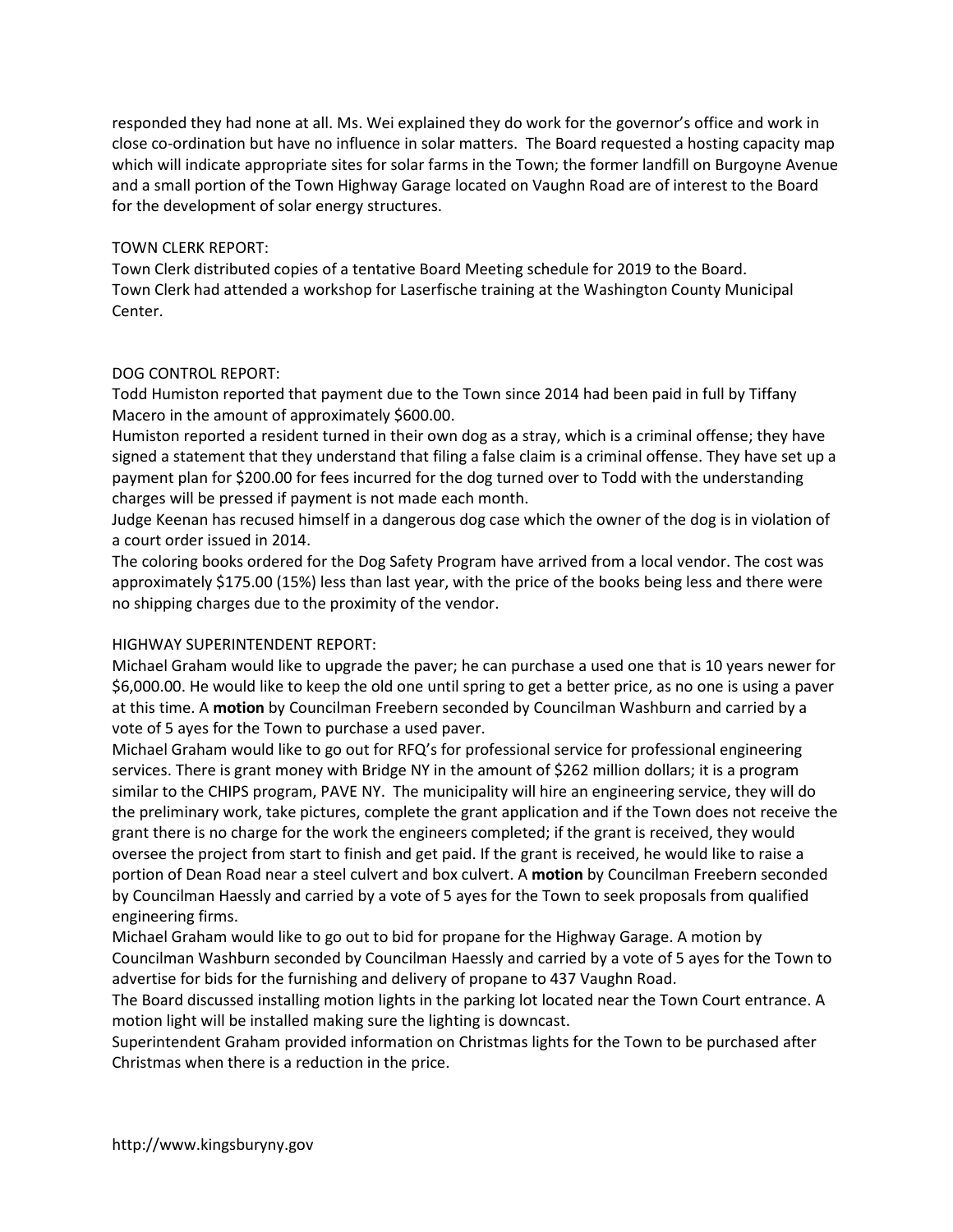responded they had none at all. Ms. Wei explained they do work for the governor's office and work in close co-ordination but have no influence in solar matters. The Board requested a hosting capacity map which will indicate appropriate sites for solar farms in the Town; the former landfill on Burgoyne Avenue and a small portion of the Town Highway Garage located on Vaughn Road are of interest to the Board for the development of solar energy structures.

TOWN CLERK REPORT:
Town Clerk distributed copies of a tentative Board Meeting schedule for 2019 to the Board.
Town Clerk had attended a workshop for Laserfische training at the Washington County Municipal Center.

DOG CONTROL REPORT:
Todd Humiston reported that payment due to the Town since 2014 had been paid in full by Tiffany Macero in the amount of approximately $600.00.
Humiston reported a resident turned in their own dog as a stray, which is a criminal offense; they have signed a statement that they understand that filing a false claim is a criminal offense. They have set up a payment plan for $200.00 for fees incurred for the dog turned over to Todd with the understanding charges will be pressed if payment is not made each month.
Judge Keenan has recused himself in a dangerous dog case which the owner of the dog is in violation of a court order issued in 2014.
The coloring books ordered for the Dog Safety Program have arrived from a local vendor. The cost was approximately $175.00 (15%) less than last year, with the price of the books being less and there were no shipping charges due to the proximity of the vendor.

HIGHWAY SUPERINTENDENT REPORT:
Michael Graham would like to upgrade the paver; he can purchase a used one that is 10 years newer for $6,000.00. He would like to keep the old one until spring to get a better price, as no one is using a paver at this time. A **motion** by Councilman Freebern seconded by Councilman Washburn and carried by a vote of 5 ayes for the Town to purchase a used paver.
Michael Graham would like to go out for RFQ's for professional service for professional engineering services. There is grant money with Bridge NY in the amount of $262 million dollars; it is a program similar to the CHIPS program, PAVE NY. The municipality will hire an engineering service, they will do the preliminary work, take pictures, complete the grant application and if the Town does not receive the grant there is no charge for the work the engineers completed; if the grant is received, they would oversee the project from start to finish and get paid. If the grant is received, he would like to raise a portion of Dean Road near a steel culvert and box culvert. A **motion** by Councilman Freebern seconded by Councilman Haessly and carried by a vote of 5 ayes for the Town to seek proposals from qualified engineering firms.
Michael Graham would like to go out to bid for propane for the Highway Garage. A motion by Councilman Washburn seconded by Councilman Haessly and carried by a vote of 5 ayes for the Town to advertise for bids for the furnishing and delivery of propane to 437 Vaughn Road.
The Board discussed installing motion lights in the parking lot located near the Town Court entrance. A motion light will be installed making sure the lighting is downcast.
Superintendent Graham provided information on Christmas lights for the Town to be purchased after Christmas when there is a reduction in the price.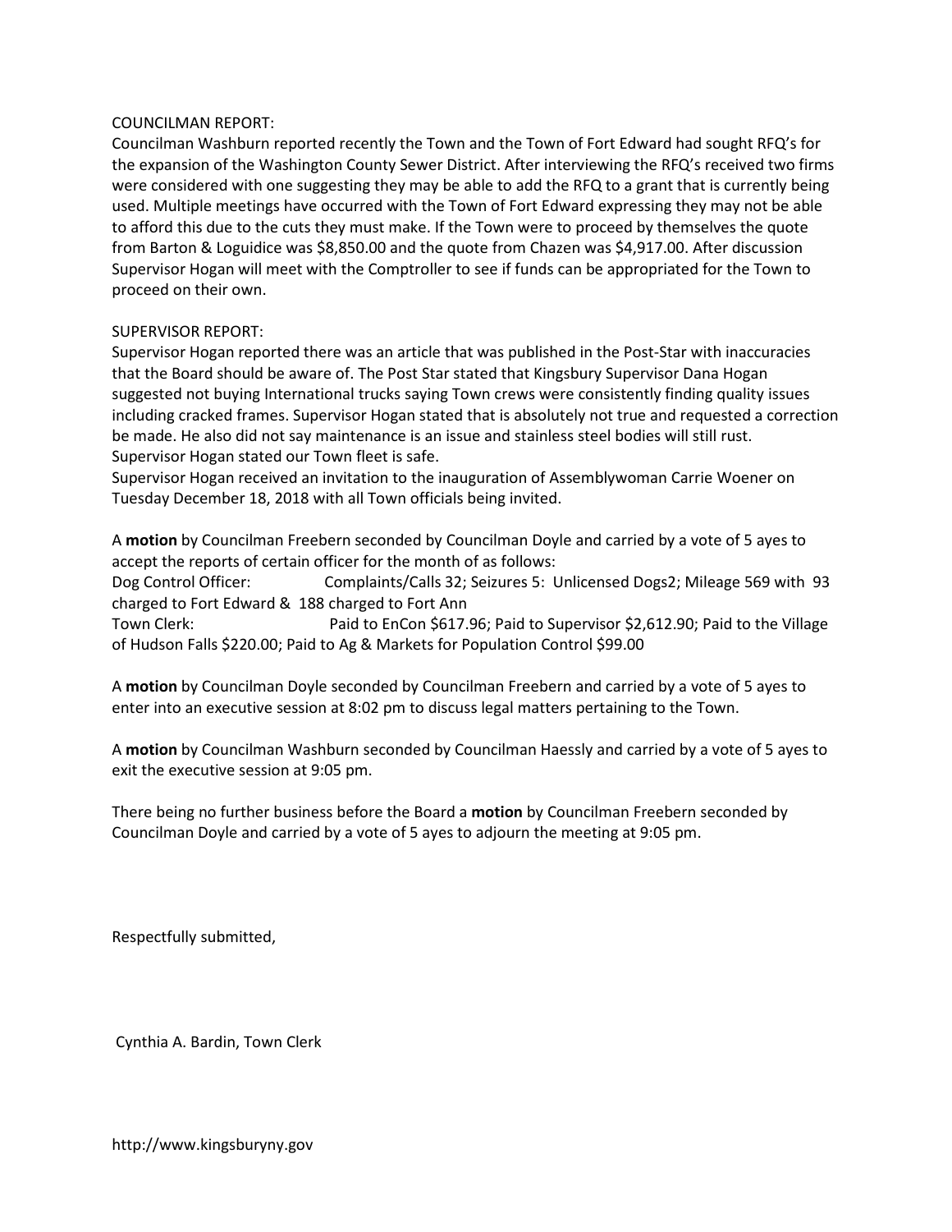COUNCILMAN REPORT:
Councilman Washburn reported recently the Town and the Town of Fort Edward had sought RFQ's for the expansion of the Washington County Sewer District. After interviewing the RFQ's received two firms were considered with one suggesting they may be able to add the RFQ to a grant that is currently being used. Multiple meetings have occurred with the Town of Fort Edward expressing they may not be able to afford this due to the cuts they must make. If the Town were to proceed by themselves the quote from Barton & Loguidice was $8,850.00 and the quote from Chazen was $4,917.00. After discussion Supervisor Hogan will meet with the Comptroller to see if funds can be appropriated for the Town to proceed on their own.

SUPERVISOR REPORT:
Supervisor Hogan reported there was an article that was published in the Post-Star with inaccuracies that the Board should be aware of. The Post Star stated that Kingsbury Supervisor Dana Hogan suggested not buying International trucks saying Town crews were consistently finding quality issues including cracked frames. Supervisor Hogan stated that is absolutely not true and requested a correction be made. He also did not say maintenance is an issue and stainless steel bodies will still rust. Supervisor Hogan stated our Town fleet is safe.
Supervisor Hogan received an invitation to the inauguration of Assemblywoman Carrie Woener on Tuesday December 18, 2018 with all Town officials being invited.

A **motion** by Councilman Freebern seconded by Councilman Doyle and carried by a vote of 5 ayes to accept the reports of certain officer for the month of as follows:
Dog Control Officer: Complaints/Calls 32; Seizures 5: Unlicensed Dogs2; Mileage 569 with 93 charged to Fort Edward & 188 charged to Fort Ann
Town Clerk: Paid to EnCon $617.96; Paid to Supervisor $2,612.90; Paid to the Village of Hudson Falls $220.00; Paid to Ag & Markets for Population Control $99.00

A **motion** by Councilman Doyle seconded by Councilman Freebern and carried by a vote of 5 ayes to enter into an executive session at 8:02 pm to discuss legal matters pertaining to the Town.

A **motion** by Councilman Washburn seconded by Councilman Haessly and carried by a vote of 5 ayes to exit the executive session at 9:05 pm.

There being no further business before the Board a **motion** by Councilman Freebern seconded by Councilman Doyle and carried by a vote of 5 ayes to adjourn the meeting at 9:05 pm.

Respectfully submitted,

Cynthia A. Bardin, Town Clerk

http://www.kingsburyny.gov